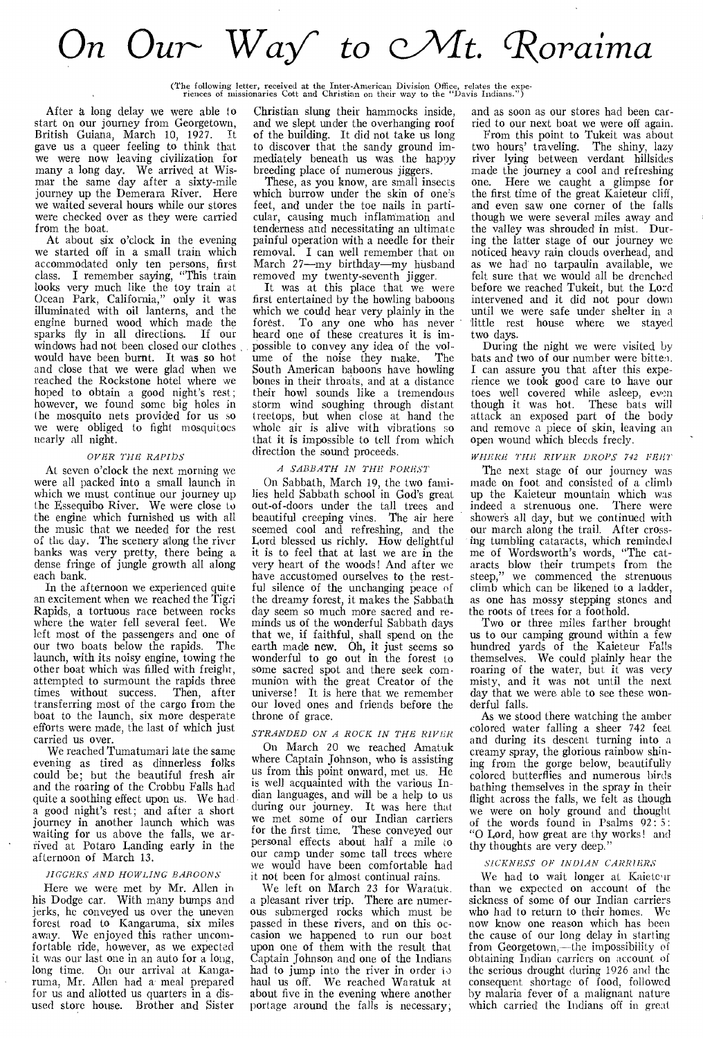# On Our Way to Mt. Roraima

(The following letter, received at the Inter-American Division Office, relates the experiences of missionaries Cott and Christian on their way to the "Davis Indians.")

After a long delay we were able to start on our journey from Georgetown, British Guiana, March 10, 1927. It gave us a queer feeling to think that we were now leaving civilization for many a long day. We arrived at Wismar the same day after a sixty-mile journey up the Demerara River. Here we waited several hours while our stores were checked over as they were carried from the boat.

At about six o'clock in the evening we started off in a small train which accommodated only ten persons, first class. I remember saying, "This train looks very much like the toy train at Ocean Park, California," only it was illuminated with oil lanterns, and the engine burned wood which made the sparks fly in all directions. If our windows had not been closed our clothes would have been burnt. It was so hot and close that we were glad when we reached the Rockstone hotel where we hoped to obtain a good night's rest; however, we found some big holes in the mosquito nets provided for us so we were obliged to fight mosquitoes nearly all night.

### OVER THE RAPIDS

At seven o'clock the next morning we were all packed into a small launch in which we must continue our journey up the Essequibo River. We were close to the engine which furnished us with all the music that we needed for the rest of the day. The scenery along the river banks was very pretty, there being a dense fringe of jungle growth all along each bank.

In the afternoon we experienced quite an excitement when we reached the Tigri Rapids, a tortuous race between rocks where the water fell several feet. We left most of the passengers and one of our two boats below the rapids. The launch, with its noisy engine, towing the other boat which was filled with freight, attempted to surmount the rapids three times without success. Then, after transferring most of the cargo from the boat to the launch, six more desperate efforts were made, the last of which just carried us over.

We reached Tumatumari late the same evening as tired as dinnerless folks could be; but the beautiful fresh air and the roaring of the Crobbu Falls had quite a soothing effect upon us. We had a good night's rest; and after a short journey in another launch which was waiting for us above the falls, we arrived at Potaro Landing early in the afternoon of March 13.

### JIGGERS AND HOWLING BABOONS

Here we were met by Mr. Allen in his Dodge car. With many bumps and jerks, he conveyed us over the uneven forest road to Kangaruma, six miles away. We enjoyed this rather uncomfortable ride, however, as we expected it was our last one in an auto for a long, long time. On our arrival at Kangaruma, Mr. Allen had a meal prepared for us and allotted us quarters in a disused store house. Brother and Sister Christian slung their hammocks inside, and we slept under the overhanging roof of the building. It did not take us long to discover that the sandy ground immediately beneath us was the happy breeding place of numerous jiggers.

These, as you know, are small insects which burrow under the skin of one's feet, and under the toe nails in particular, causing much inflammation and tenderness and necessitating an ultimate painful operation with a needle for their removal. I can well remember that on March 27—my birthday—my husband removed my twenty-seventh jigger.

It was at this place that we were first entertained by the howling baboons which we could hear very plainly in the forest. To any one who has never heard one of these creatures it is impossible to convey any idea of the volume of the noise they make. The South American baboons have howling bones in their throats, and at a distance their howl sounds like a tremendous storm wind soughing through distant treetops, but when close at hand the whole air is alive with vibrations so that it is impossible to tell from which direction the sound proceeds.

### A SABBATH IN THE FOREST

On Sabbath, March 19, the two families held Sabbath school in God's great out-of-doors under the tall trees and beautiful creeping vines. The air here seemed cool and refreshing, and the Lord blessed us richly. How delightful it is to feel that at last we are in the very heart of the woods! And after we have accustomed ourselves to the restful silence of the unchanging peace of the dreamy forest, it makes the Sabbath day seem so much more sacred and reminds us of the wonderful Sabbath days that we, if faithful, shall spend on the earth made new. Oh, it just seems so wonderful to go out in the forest to some sacred spot and there seek communion with the great Creator of the universe! It is here that we remember our loved ones and friends before the throne of grace.

### STRANDED ON A ROCK IN THE RIVER

On March 20 we reached Amatuk where Captain Johnson, who is assisting us from this point onward, met us. He is well acquainted with the various Indian languages, and will be a help to us during our journey. It was here that we met some of our Indian carriers for the first time. These conveyed our personal effects about half a mile to our camp under some tall trees where we would have been comfortable had it not been for almost continual rains.

We left on March 23 for Waratuk, a pleasant river trip. There are numerous submerged rocks which must be passed in these rivers, and on this occasion we happened to run our boat upon one of them with the result that Captain Johnson and one of the Indians had to jump into the river in order to haul us off. We reached Waratuk at about five in the evening where another portage around the falls is necessary; and as soon as our stores had been carried to our next boat we were off again.

From this point to Tukeit was about two hours' traveling. The shiny, lazy river lying between verdant hillsides made the journey a cool and refreshing one. Here we caught a glimpse for the first time of the great Kaieteur cliff, and even saw one corner of the falls though we were several miles away and the valley was shrouded in mist. During the latter stage of our journey we noticed heavy rain clouds overhead, and as we had no tarpaulin available, we felt sure that we would all be drenched before we reached Tukeit, but the Lord intervened and it did not pour down until we were safe under shelter in a little rest house where we stayed two days.

During the night we were visited by bats and two of our number were bitten. I can assure you that after this experience we took good care to have our toes well covered while asleep, even though it was hot. These bats will attack an exposed part of the body and remove a piece of skin, leaving an open wound which bleeds freely.

### WHERE THE RIVER DROPS 742 FEET

The next stage of our journey was made on foot and consisted of a climb up the Kaieteur mountain which was indeed a strenuous one. There were showers all day, but we continued with our march along the trail. After crossing tumbling cataracts, which reminded me of Wordsworth's words, "The cataracts blow their trumpets from the steep," we commenced the strenuous climb which can be likened to a ladder, as one has mossy stepping stones and the roots of trees for a foothold.

Two or three miles farther brought us to our camping ground within a few hundred yards of the Kaieteur Falls themselves. We could plainly hear the roaring of the water, but it was very misty, and it was not until the next day that we were able to see these wonderful falls.

As we stood there watching the amber colored water falling a sheer 742 feet and during its descent turning into a creamy spray, the glorious rainbow shining from the gorge below, beautifully colored butterflies and numerous birds bathing themselves in the spray in their flight across the falls, we felt as though we were on holy ground and thought of the words found in Psalms 92: 5: "O Lord, how great are thy works! and thy thoughts are very deep."

### SICKNESS OF INDIAN CARRIERS

We had to wait longer at Kaieteur than we expected on account of the sickness of some of our Indian carriers who had to return to their homes. We now know one reason which has been the cause of our long delay in starting from Georgetown,—the impossibility of obtaining Indian carriers on account of the serious drought during 1926 and the consequent shortage of food, followed by malaria fever of a malignant nature which carried the Indians off in great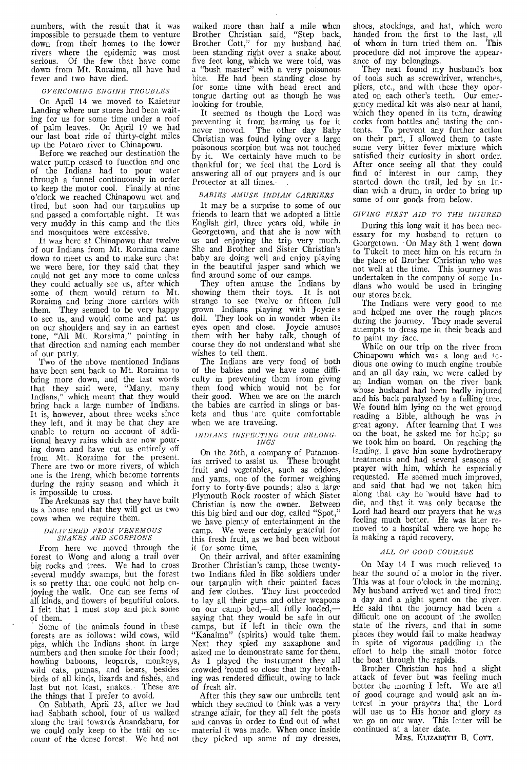numbers, with the result that it was impossible to persuade them to venture down from their homes to the lower rivers where the epidemic was most serious. Of the few that have come down from Mt. Roraima, all have had fever and two have died.

### OVERCOMING ENGINE TROUBLES

On April 14 we moved to Kaieteur Landing where our stores had been waiting for us for some time under a roof of palm leaves. On April 19 we had our last boat ride of thirty-eight miles up the Potaro river to Chinapowu.

Before we reached our destination the water pump ceased to function and one of the Indians had to pour water through a funnel continuously in order to keep the motor cool. Finally at nine o'clock we reached Chinapowu wet and tired, but soon had our tarpaulins up and passed a comfortable night. It was very muddy in this camp and the flies and mosquitoes were excessive.

It was here at Chinapowu that twelve of our Indians from Mt. Roraima came down to meet us and to make sure that we were here, for they said that they could not get any more to come unless they could actually see us, after which some of them would return to Mt. Roraima and bring more carriers with them. They seemed to be very happy to see us, and would come and pat us on our shoulders and say in an earnest tone, "All Mt. Roraima," pointing in that direction and naming each member of our party.

Two of the above mentioned Indians have been sent back to Mt. Roraima to bring more down, and the last words that they said were, "Many, many Indians," which meant that they would bring back a large number of Indians. It is, however, about three weeks since they left, and it may be that they are unable to return on account of additional heavy rains which are now pouring down and have cut us entirely off from Mt. Roraima for the present. There are two or more rivers, of which one is the Ireng, which become torrents during the rainy season and which it is impossible to cross.

The Arekunas say that they have built us a house and that they will get us two cows when we require them.

### DELIVERED FROM VENEMOUS SNAKES AND SCORPIONS

From here we moved through the forest to Wong and along a trail over big rocks and trees. We had to cross several muddy swamps, but the forest is so pretty that one could not help enjoying the walk. One can see ferns of all kinds, and flowers of beautiful colors. I felt that I must stop and pick some of them.

Some of the animals found in these forests are as follows: wild cows, wild pigs, which the Indians shoot in large numbers and then smoke for their food; howling baboons, leopards, monkeys, wild cats, pumas, and bears, besides birds of all kinds, lizards and fishes, and last but not least, snakes. These are the things that I prefer to avoid.

On Sabbath, April 23, after we had had Sabbath school, four of us walked along the trail towards Anandabaru, for we could only keep to the trail on account of the dense forest. We had not walked more than half a mile when Brother Christian said, "Step back, Brother Cott," for my husband had been standing right over a snake about five feet long, which we were told, was a "bush master" with a very poisonous bite. He had been standing close by for some time with head erect and tongue darting out as though he was looking for trouble.

It seemed as though the Lord was preventing it from harming us for it never moved. The other day Baby Christian was found lying over a large poisonous scorpion but was not touched by it. We certainly have much to be thankful for; we feel that the Lord is answering all of our prayers and is our Protector at all times.

### BABIES AMUSE INDIAN CARRIERS

It may be a surprise to some of our friends to learn that we adopted a little English girl, three years old, while in Georgetown, and that she is now with us and enjoying the trip very much. She and Brother and Sister Christian's baby are doing well and enjoy playing in the beautiful jasper sand which we find around some of our camps.

They often amuse the Indians by showing them their toys. It is not strange to see twelve or fifteen full grown Indians playing with Joycie's doll. They look on in wonder when its eyes open and close. Joycie amuses them with her baby talk, though of course they do not understand what she wishes to tell them.

The Indians are very fond of both of the babies and we have some difficulty in preventing them from giving them food which would not be for their good. When we are on the march the babies are carried in slings or baskets and thus are quite comfortable when we are traveling.

### INDIANS INSPECTING OUR BELONGINGS

On the 26th, a company of Patamonias arrived to assist us. These brought fruit and vegetables, such as eddoes, and yams, one of the former weighing forty to forty-five pounds; also a large Plymouth Rock rooster of which Sister Christian is now the owner. Between this big bird and our dog, called "Spot," we have plenty of entertainment in the camp. We were certainly grateful for this fresh fruit, as we had been without it for some time.

On their arrival, and after examining Brother Christian's camp, these twenty-two Indians filed in like soldiers under our tarpaulin with their painted faces and few clothes. They first proceeded to lay all their guns and other weapons on our camp bed,—all fully loaded,—saying that they would be safe in our camps, but if left in their own the "Kanaima" (spirits) would take them. Next they spied my saxaphone and asked me to demonstrate same for them. As I played the instrument they all crowded 'round so close that my breathing was rendered difficult, owing to lack of fresh air.

After this they saw our umbrella tent which they seemed to think was a very strange affair, for they all felt the posts and canvas in order to find out of what material it was made. When once inside they picked up some of my dresses, shoes, stockings, and hat, which were handed from the first to the last, all of whom in turn tried them on. This procedure did not improve the appearance of my belongings.

They next found my husband's box of tools such as screwdriver, wrenches, pliers, etc., and with these they operated on each other's teeth. Our emergency medical kit was also near at hand, which they opened in its turn, drawing corks from bottles and tasting the contents. To prevent any further action on their part, I allowed them to taste some very bitter fever mixture which satisfied their curiosity in short order. After once seeing all that they could find of interest in our camp, they started down the trail, led by an Indian with a drum, in order to bring up some of our goods from below.

### GIVING FIRST AID TO THE INJURED

During this long wait it has been necessary for my husband to return to Georgetown. On May 8th I went down to Tukeit to meet him on his return in the place of Brother Christian who was not well at the time. This journey was undertaken in the company of some Indians who would be used in bringing our stores back.

The Indians were very good to me and helped me over the rough places during the journey. They made several attempts to dress me in their beads and to paint my face.

While on our trip on the river from Chinapowu which was a long and tedious one owing to much engine trouble and an all day rain, we were called by an Indian woman on the river bank whose husband had been badly injured and his back paralyzed by a falling tree. We found him lying on the wet ground reading a Bible, although he was in great agony. After learning that I was on the boat, he asked me for help; so we took him on board. On reaching the landing, I gave him some hydrotherapy treatments and had several seasons of prayer with him, which he especially requested. He seemed much improved, and said that had we not taken him along that day he would have had to die, and that it was only because the Lord had heard our prayers that he was feeling much better. He was later removed to a hospital where we hope he is making a rapid recovery.

### ALL OF GOOD COURAGE

On May 14 I was much relieved to hear the sound of a motor in the river. This was at four o'clock in the morning. My husband arrived wet and tired from a day and a night spent on the river. He said that the journey had been a difficult one on account of the swollen state of the rivers, and that in some places they would fail to make headway in spite of vigorous paddling in the effort to help the small motor force the boat through the rapids.

Brother Christian has had a slight attack of fever but was feeling much better the morning I left. We are all of good courage and would ask an interest in your prayers that the Lord will use us to His honor and glory as we go on our way. This letter will be continued at a later date.

MRS. ELIZABETH B. COTT.